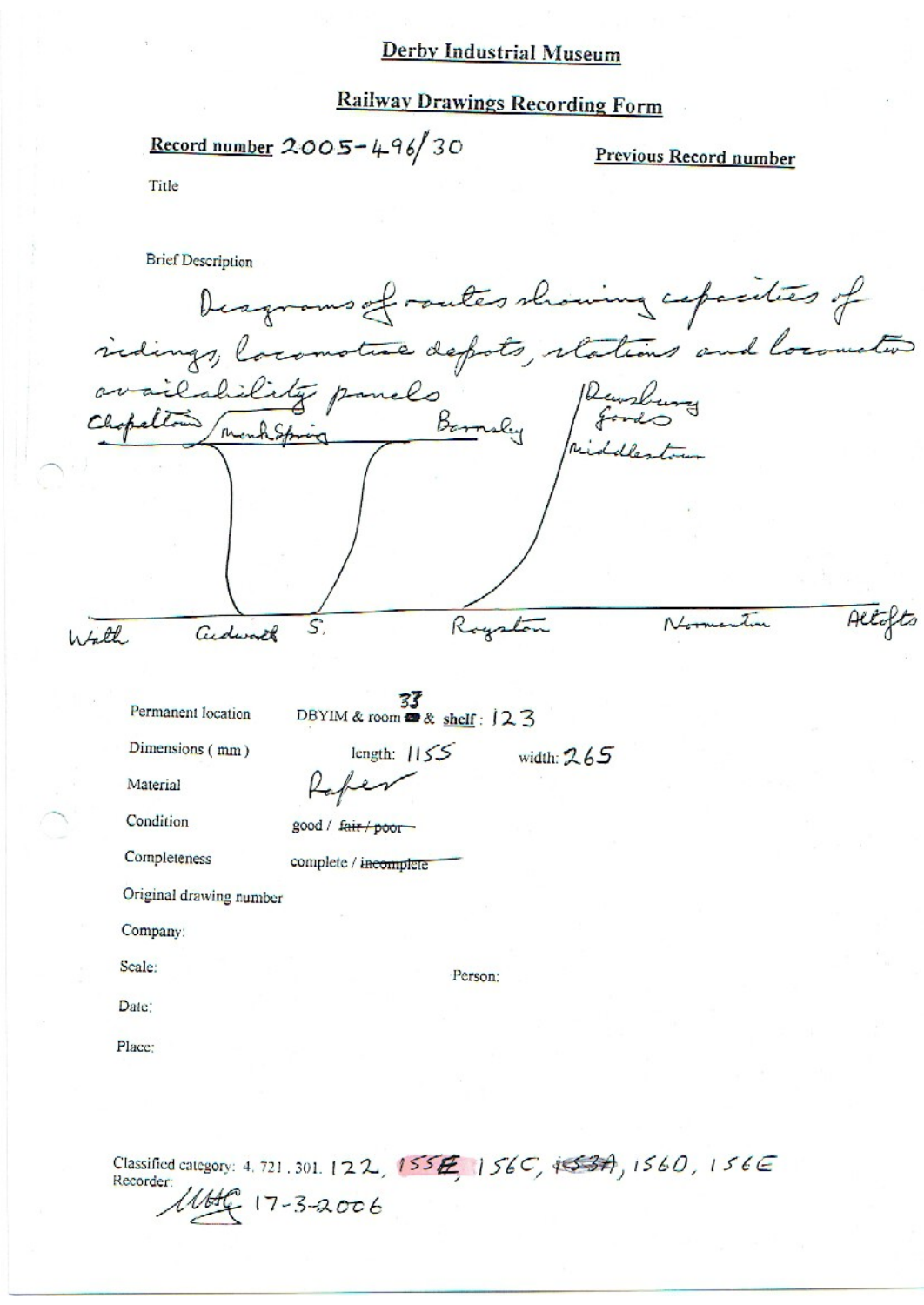# Derby Industrial Museum

## Railway Drawings Recording Form

**Record number** 2005-496/30

**Previous Record number**

Title

Brief Description

Diagrams of routes showing capacities of sidings, locomotive depots, stations and locomotive availability panels

Chapeltown
Monk Spring
Barnsley
Dewsbury Goods
Middlestown

Wath
Cudworth
S.
Royston
Normanton
Altofts

Permanent location DBYIM & room 33 & shelf: 123

Dimensions (mm) length: 1155 width: 265

Material Paper

Condition good / ~~fair / poor~~

Completeness complete / ~~incomplete~~

Original drawing number

Company:

Scale:

Person:

Date:

Place:

Classified category: 4. 721. 301. 122, 155E, 156C, ~~153A~~, 156D, 156E

Recorder: MHC 17-3-2006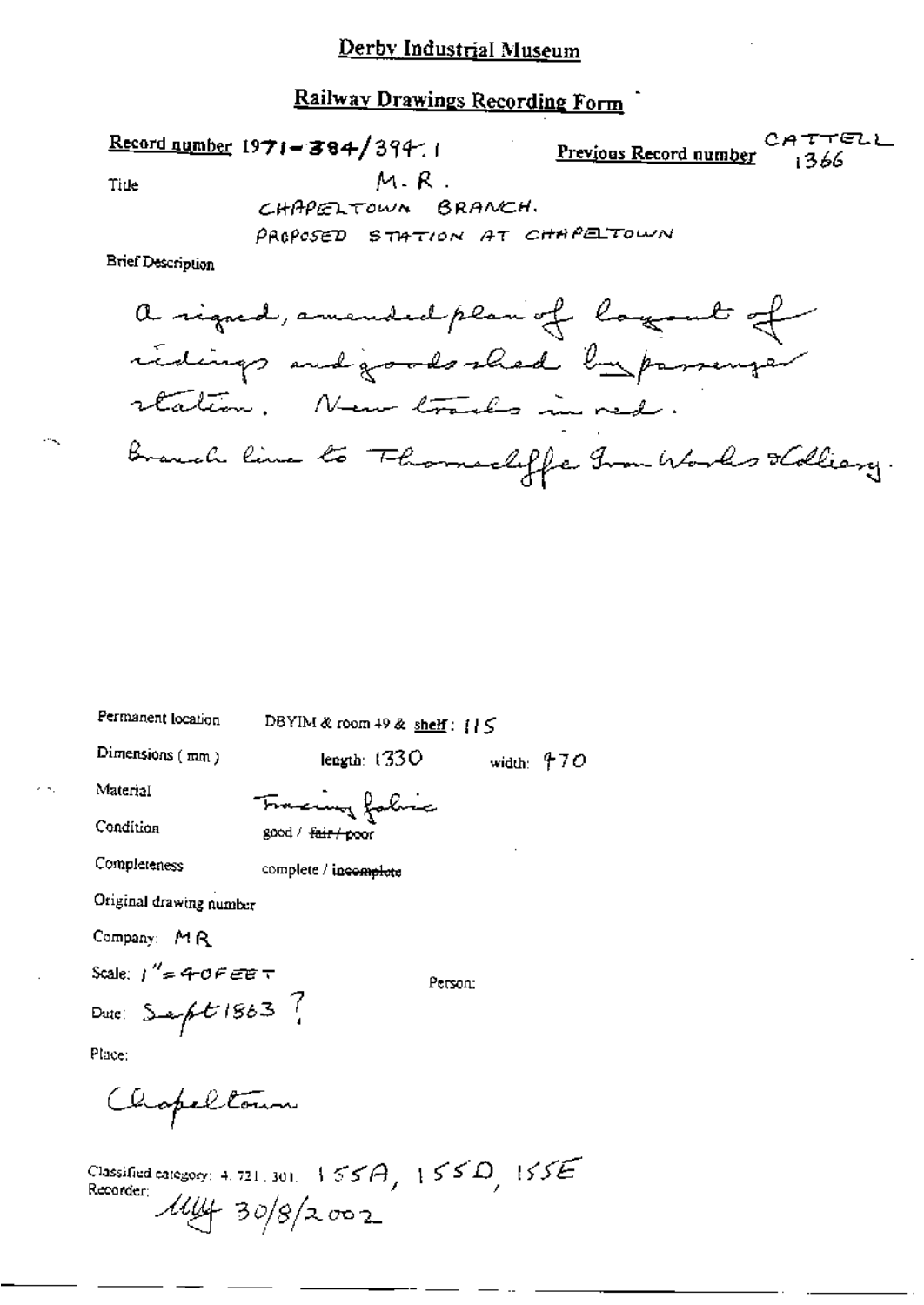# Derby Industrial Museum

## Railway Drawings Recording Form

**Record number** 1971-384/394.1

**Previous Record number** CATTELL 1366

Title

M.R.
CHAPELTOWN BRANCH.
PROPOSED STATION AT CHAPELTOWN

Brief Description

A signed, amended plan of layout of sidings and goods shed by passenger station. New tracks in red.
Branch line to Thorncliffe Iron Works & Colliery.

Permanent location DBYIM & room 49 & shelf: 115

Dimensions (mm) length: 1330 width: 470

Material Tracing fabric

Condition good / ~~fair / poor~~

Completeness complete / ~~incomplete~~

Original drawing number

Company: MR

Scale: 1" = 40 FEET

Person:

Date: Sept 1863 ?

Place:

Chapeltown

Classified category: 4.721.301. 155A, 155D, 155E

Recorder:
MM 30/8/2002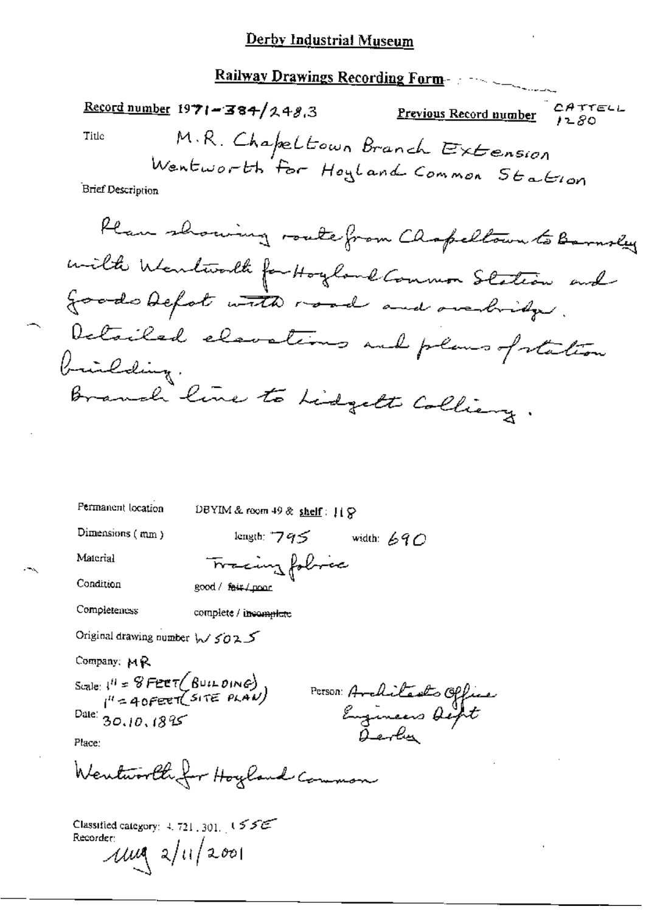# Derby Industrial Museum

## Railway Drawings Recording Form

**Record number** 1971-384/248.3

**Previous Record number** CATTELL 1280

Title: M.R. Chapeltown Branch Extension Wentworth for Hoyland Common Station

Brief Description

Plan showing route from Chapeltown to Barnsley with Wentworth for Hoyland Common Station and Goods Depot with road and overbridge. Detailed elevations and plans of station building. Branch line to Lidgett Colliery.

Permanent location: DBYIM & room 49 & shelf: 118

Dimensions (mm): length: 795 width: 690

Material: Tracing fabric

Condition: good / ~~fair / poor~~

Completeness: complete / ~~incomplete~~

Original drawing number W 5025

Company: MR

Scale: 1" = 8 FEET (BUILDING) 1" = 40 FEET (SITE PLAN)

Person: Architects Office Engineers Dept Derby

Date: 30.10.1895

Place:

Wentworth for Hoyland Common

Classified category: 4.721.301. 155E

Recorder: 
MMG 2/11/2001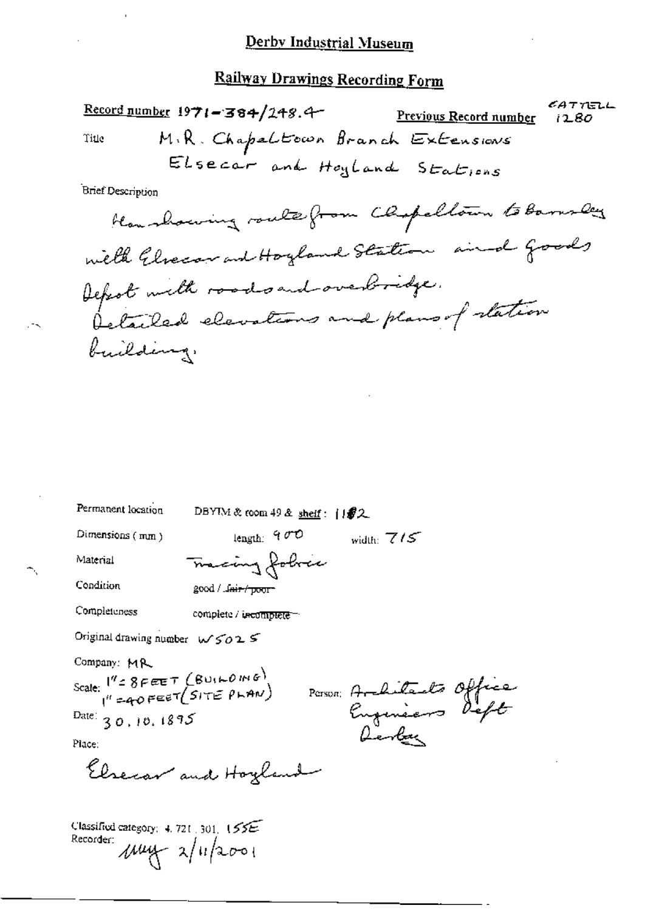Derby Industrial Museum

## Railway Drawings Recording Form

**Record number** 1971-384/248.4 **Previous Record number** CATTELL 1280

Title M.R. Chapeltown Branch Extensions
Elsecar and Hoyland Stations

Brief Description

Plan showing route from Chapeltown to Barnsley with Elsecar and Hoyland Station and Goods Depot with roads and overbridge.
Detailed elevations and plans of station building.

Permanent location DBYIM & room 49 & shelf: 1182

Dimensions (mm) length: 900 width: 715

Material Tracing fabric

Condition good / ~~fair / poor~~

Completeness complete / ~~incomplete~~

Original drawing number W5025

Company: MR

Scale: 1" = 8 FEET (BUILDING)
1" = 40 FEET (SITE PLAN)

Person: Architects Office
Engineers Dept
Derby

Date: 30.10.1895

Place:

Elsecar and Hoyland

Classified category: 4.721.301.155E
Recorder: mug 2/11/2001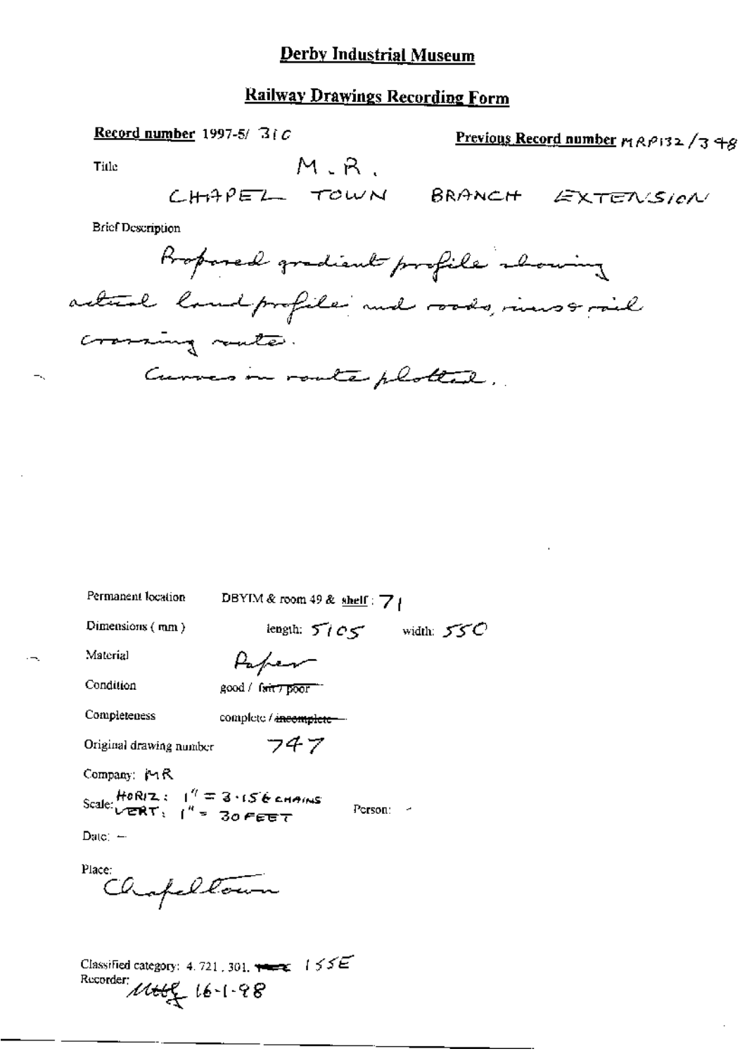# Derby Industrial Museum

## Railway Drawings Recording Form

**Record number** 1997-5/ 310

**Previous Record number** MRP132/348

Title M.R.

CHAPEL TOWN BRANCH EXTENSION

Brief Description

Proposed gradient profile showing actual land profile and roads, rivers & rail crossing route.

Curves in route plotted.

Permanent location DBYIM & room 49 & shelf: 71

Dimensions (mm) length: 5105 width: 550

Material Paper

Condition good / ~~fair / poor~~

Completeness complete / ~~incomplete~~

Original drawing number 747

Company: MR

Scale: HORIZ: 1" = 3.156 CHAINS VERT: 1" = 30 FEET

Person: -

Date: -

Place: Chapeltown

Classified category: 4.721, 301, ~~~~ 155E

Recorder: Mtt 16-1-98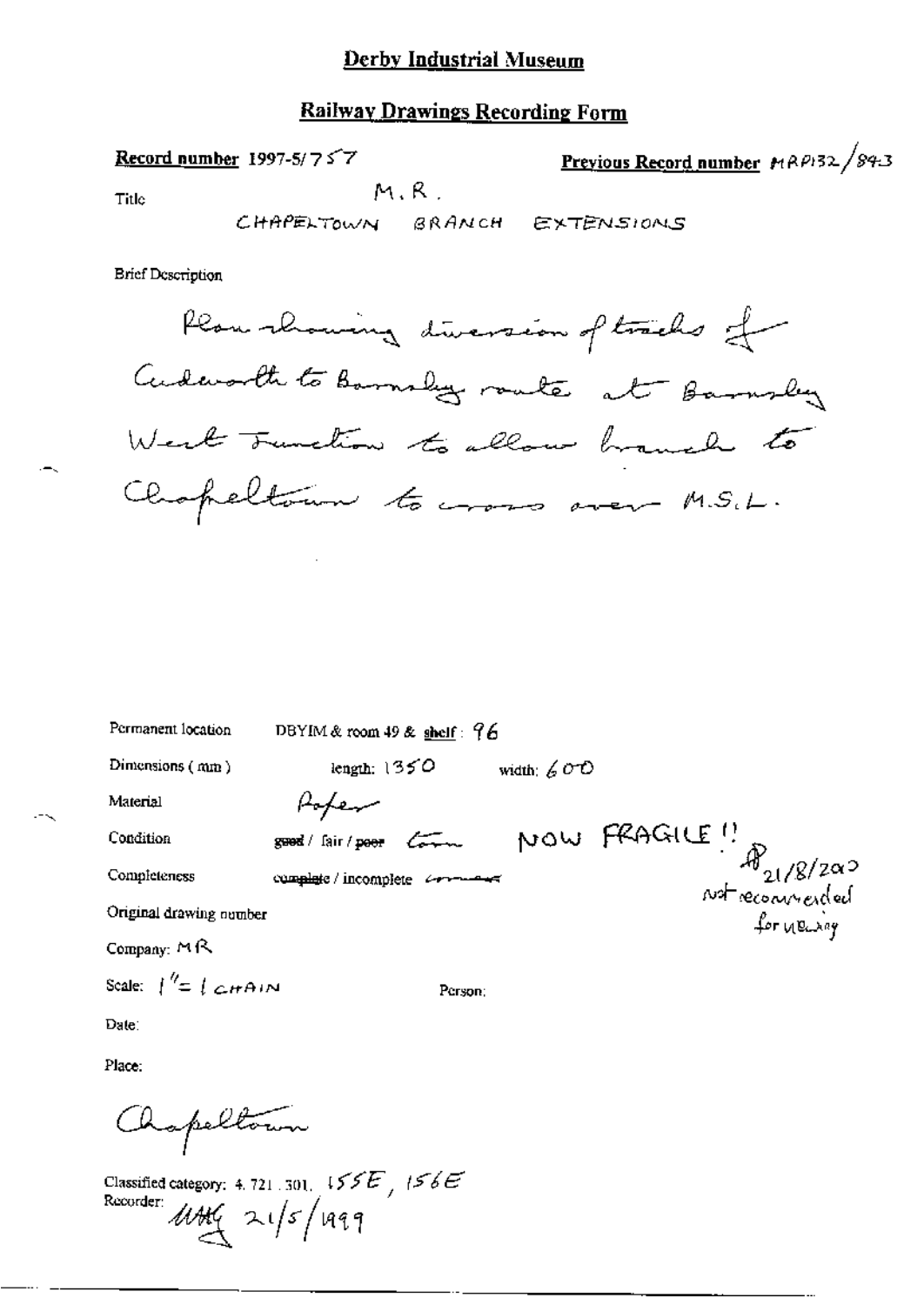# Derby Industrial Museum

## Railway Drawings Recording Form

**Record number** 1997-5/757

**Previous Record number** MRP132/843

Title

M.R.
CHAPELTOWN BRANCH EXTENSIONS

Brief Description

Plan showing diversion of tracks of Cudworth to Barnsley route at Barnsley West Junction to allow branch to Chapeltown to cross over M.S.L.

Permanent location — DBYIM & room 49 & **shelf**: 96

Dimensions (mm) — length: 1350 width: 600

Material — Paper

Condition — ~~good~~ / fair / ~~poor~~ Torn NOW FRAGILE!!

Completeness — ~~complete~~ / incomplete corners

21/8/2000
not recommended for viewing

Original drawing number

Company: MR

Scale: 1" = 1 CHAIN

Person:

Date:

Place:

Chapeltown

Classified category: 4.721.301. 155E, 156E

Recorder: MAG 21/5/1999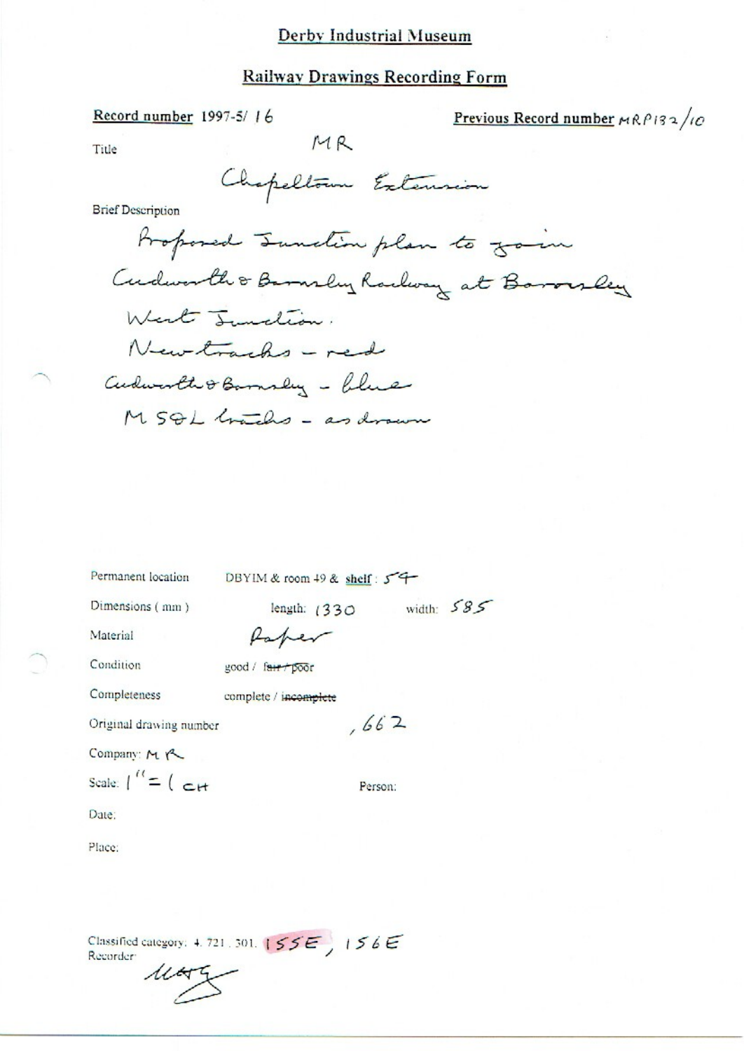# Derby Industrial Museum

## Railway Drawings Recording Form

**Record number** 1997-5/ 16

**Previous Record number** MRP132/10

Title

MR

Chapeltown Extension

Brief Description

Proposed Junction plan to join Cudworth & Barnsley Railway at Barnsley West Junction.

New tracks – red

Cudworth & Barnsley – blue

MS&L tracks – as drawn

Permanent location DBYIM & room 49 & **shelf**: 54

Dimensions ( mm ) length: 1330 width: 585

Material Paper

Condition good / ~~fair / poor~~

Completeness complete / ~~incomplete~~

Original drawing number ,662

Company: MR

Scale: 1" = 1 CH

Person:

Date:

Place:

Classified category: 4. 721. 301. 155E, 156E

Recorder: MAG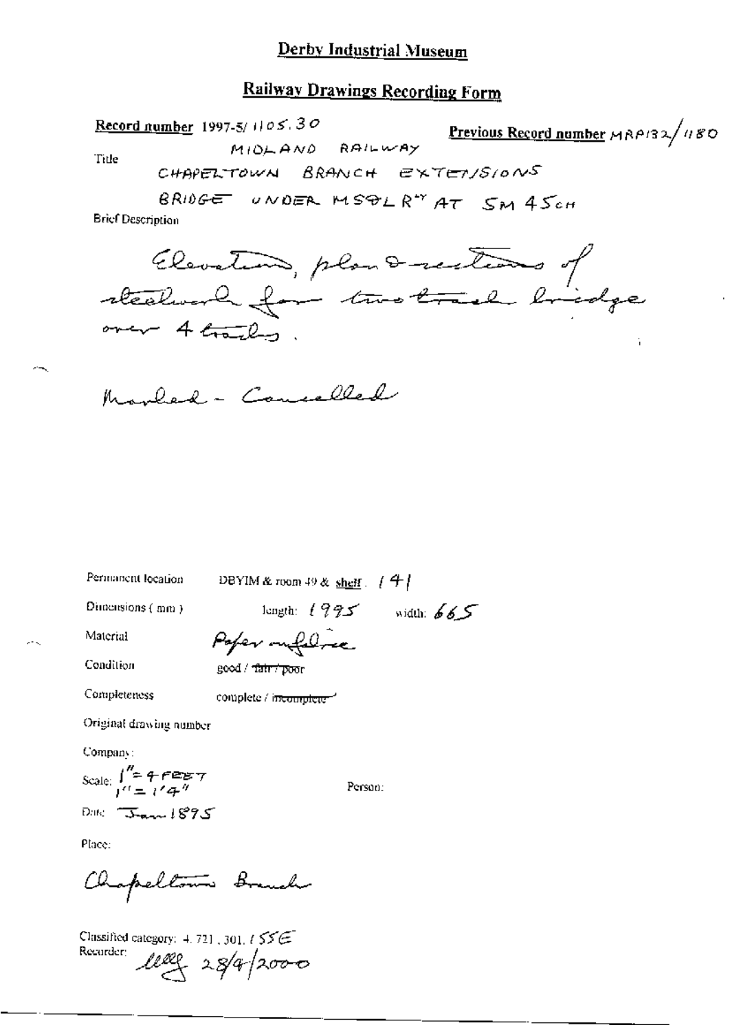# Derby Industrial Museum

## Railway Drawings Recording Form

**Record number** 1997-5/ 1105.30 **Previous Record number** MRP132/1180

Title

MIDLAND RAILWAY

CHAPELTOWN BRANCH EXTENSIONS

BRIDGE UNDER MS&LR^Y AT 5M 45CH

Brief Description

Elevation, plan & sections of steelwork for two track bridge over 4 tracks.

Marked - Cancelled

Permanent location DBYIM & room 49 & shelf : 141

Dimensions ( mm ) length: 1995 width: 665

Material Paper on fabric

Condition good / ~~fair / poor~~

Completeness complete / ~~incomplete~~

Original drawing number

Company:

Scale: 1" = 4 FEET
1" = 1'4"

Person:

Date: Jan 1895

Place:

Chapelton Branch

Classified category: 4. 721, 301, 155E

Recorder: lll 28/4/2000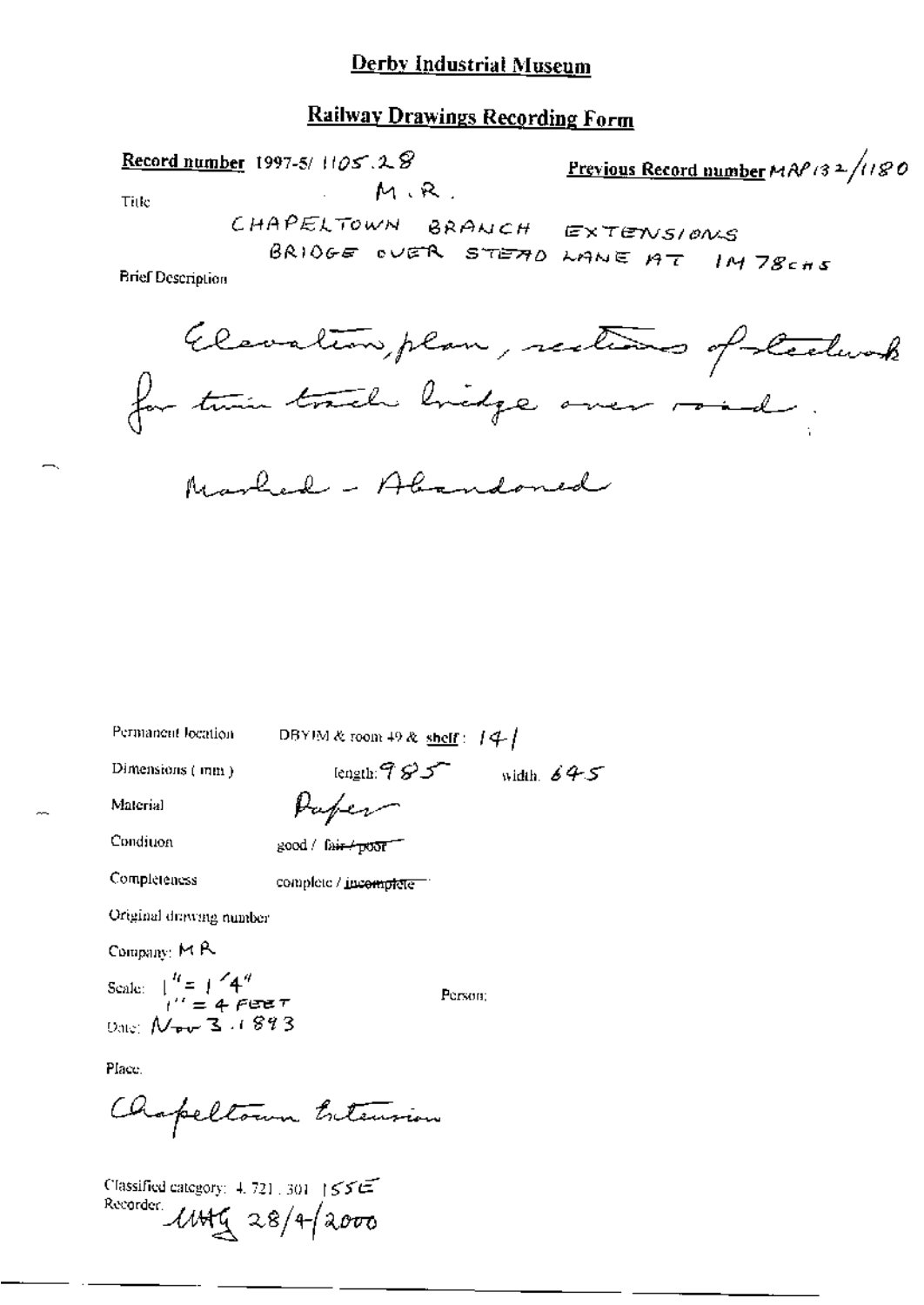# Derby Industrial Museum

## Railway Drawings Recording Form

**Record number** 1997-5/ 1105.28

**Previous Record number** MRP132/1180

Title

M.R.
CHAPELTOWN BRANCH EXTENSIONS
BRIDGE OVER STEAD LANE AT 1M 78CHS

Brief Description

Elevation, plan, sections of steelwork for twin track bridge over road.

Marked - Abandoned

Permanent location DBYIM & room 49 & shelf: 141

Dimensions (mm) length: 985 width: 645

Material Paper

Condition good / ~~fair / poor~~

Completeness complete / ~~incomplete~~

Original drawing number

Company: MR

Scale: 1" = 1'4"
1" = 4 FEET

Person:

Date: Nov 3. 1893

Place:

Chapeltown Extension

Classified category: 4.721.301 155E

Recorder: MHG 28/4/2000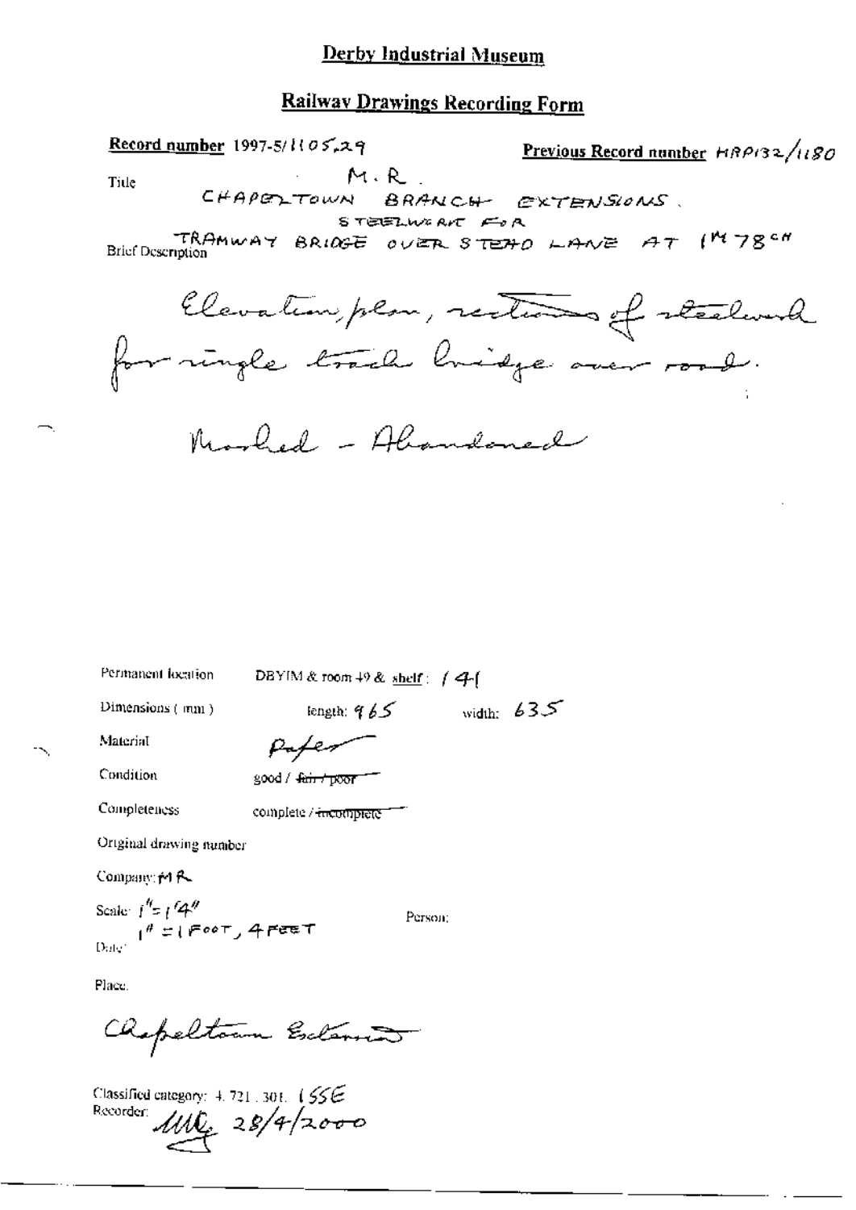# Derby Industrial Museum

## Railway Drawings Recording Form

**Record number** 1997-5/1105.29

**Previous Record number** HRP132/1180

Title

M.R.
CHAPELTOWN BRANCH EXTENSIONS.
STEELWORK FOR
TRAMWAY BRIDGE OVER STEAD LANE AT 1M 78CH

Brief Description

Elevation, plan, sections of steelwork for single track bridge over road.

Marked - Abandoned

Permanent location DBYIM & room 49 & shelf: 141

Dimensions (mm) length: 965 width: 635

Material Paper

Condition good / ~~fair / poor~~

Completeness complete / ~~incomplete~~

Original drawing number

Company: MR

Scale: 1" = 1'4"
1" = 1 FOOT, 4 FEET

Person:

Date:

Place:

Chapeltown Extension

Classified category: 4.721.301. 155E

Recorder: MG 28/4/2000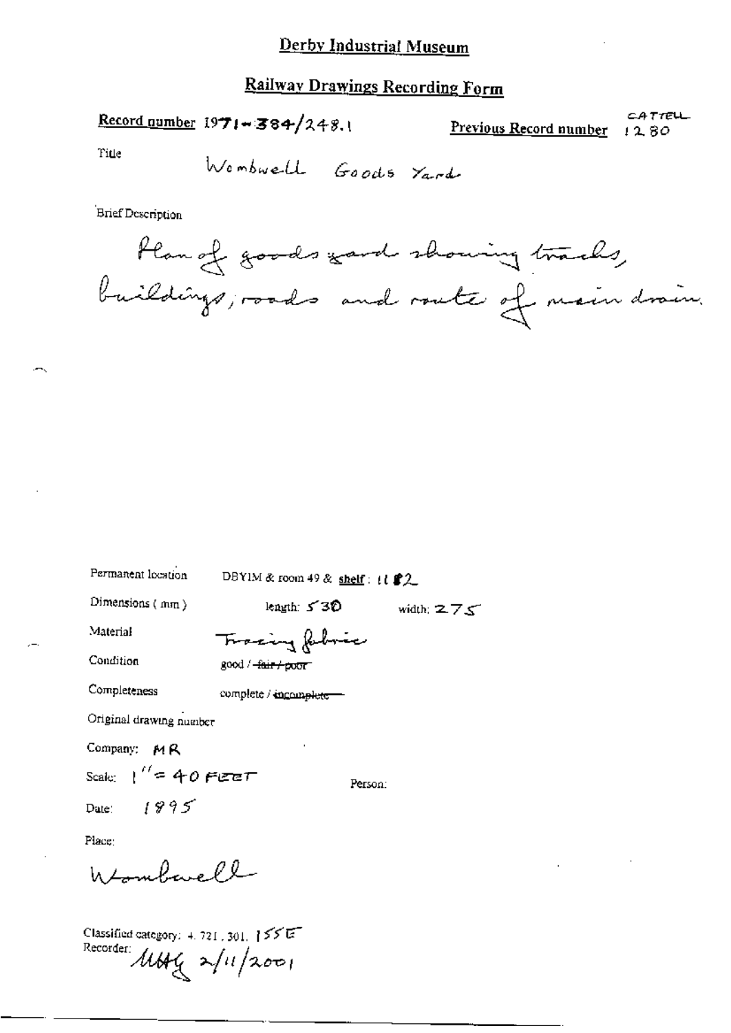# Derby Industrial Museum

## Railway Drawings Recording Form

**Record number** 1971-384/248.1

**Previous Record number** CATTELL 1280

Title

Wombwell Goods Yard

Brief Description

Plan of goods yard showing tracks, buildings, roads and route of main drain.

Permanent location DBYIM & room 49 & **shelf**: 11 2

Dimensions (mm) length: 530 width: 275

Material Tracing fabric

Condition good / ~~fair / poor~~

Completeness complete / ~~incomplete~~

Original drawing number

Company: MR

Scale: 1" = 40 FEET

Person:

Date: 1895

Place:

Wombwell

Classified category: 4. 721. 301. 155E

Recorder: MHG 2/11/2001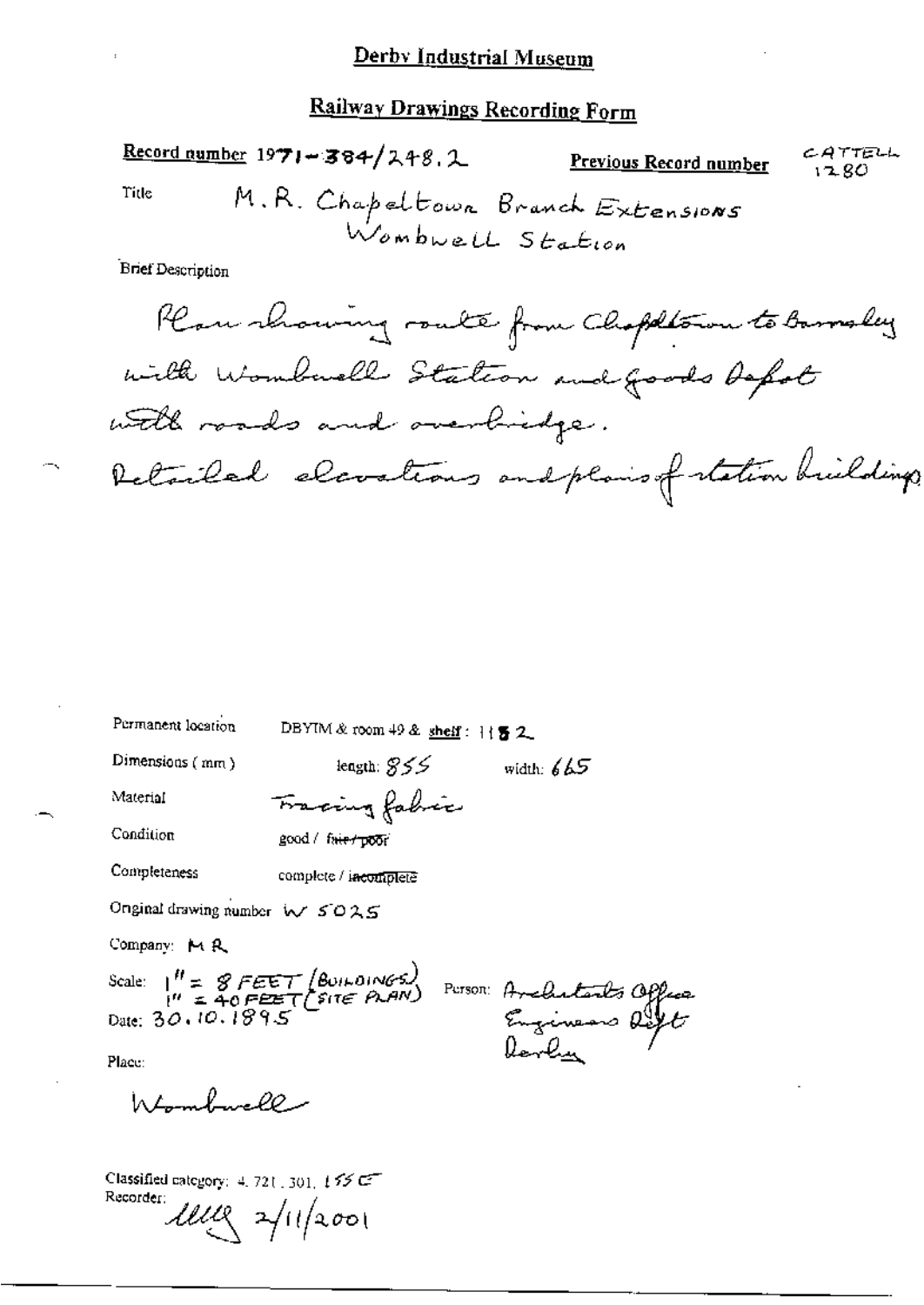# Derby Industrial Museum

## Railway Drawings Recording Form

**Record number** 1971-384/248.2 **Previous Record number** CATTELL 1280

Title M.R. Chapeltown Branch Extensions Wombwell Station

Brief Description

Plan showing route from Chapeltown to Barnsley with Wombwell Station and Goods Depot with roads and overbridge.
Detailed elevations and plans of station buildings

Permanent location DBYIM & room 49 & shelf: 1152

Dimensions (mm) length: 855 width: 665

Material Tracing fabric

Condition good / ~~fair / poor~~

Completeness complete / ~~incomplete~~

Original drawing number W 5025

Company: MR

Scale: 1" = 8 FEET (BUILDINGS) 1" = 40 FEET (SITE PLAN) Person: Architects Office Engineers Dept Derby

Date: 30.10.1895

Place:

Wombwell

Classified category: 4.721.301, 155 C
Recorder: [signature] 2/11/2001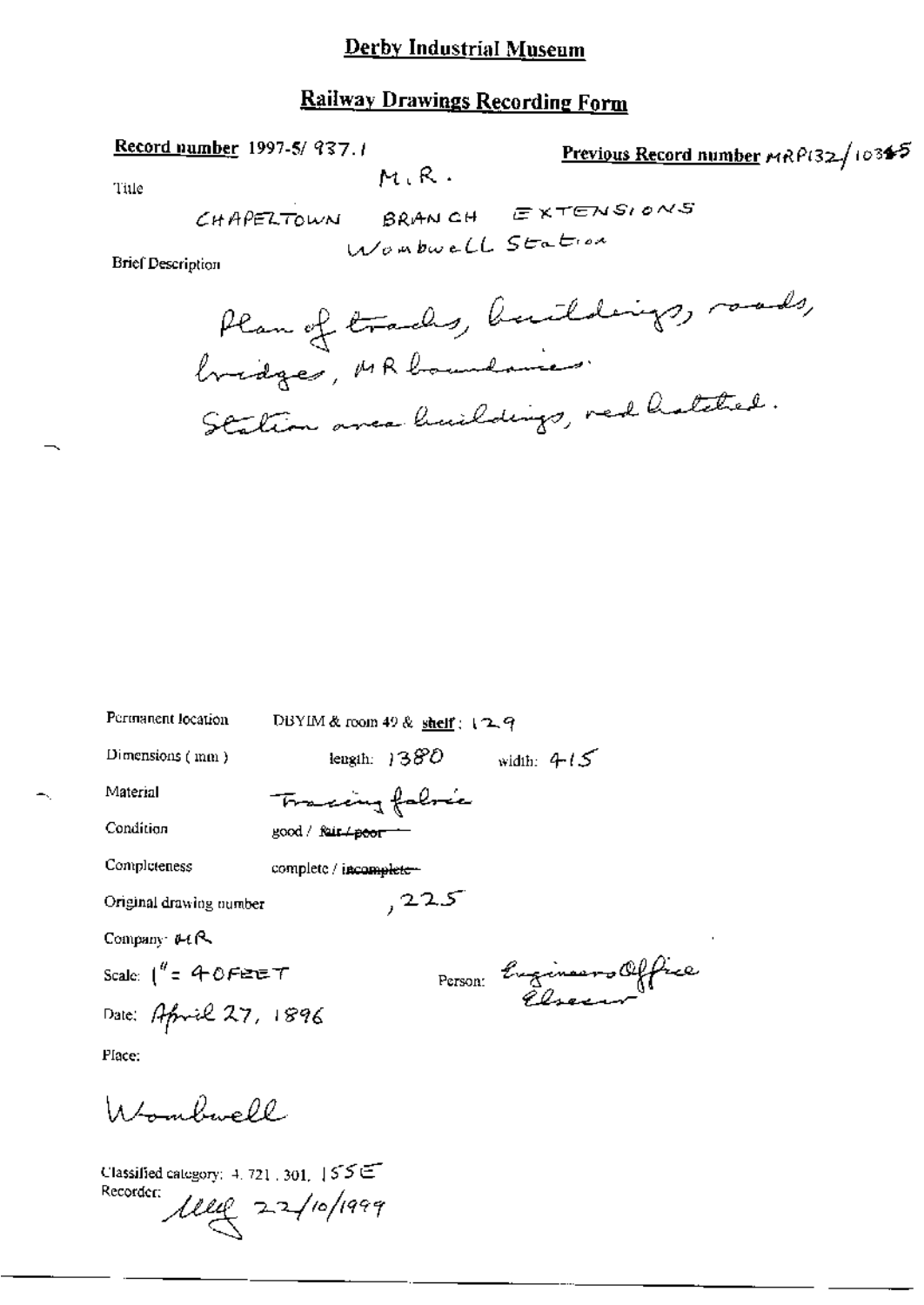# Derby Industrial Museum

## Railway Drawings Recording Form

**Record number** 1997-5/ 937.1

**Previous Record number** MRP132/10345

Title

M.R.

CHAPELTOWN BRANCH EXTENSIONS

Wombwell Station

Brief Description

Plan of tracks, buildings, roads, bridges, MR boundaries.
Station area buildings, red hatched.

Permanent location DBYIM & room 49 & **shelf**: 129

Dimensions (mm) length: 1380 width: 415

Material Tracing fabric

Condition good / ~~fair / poor~~

Completeness complete / ~~incomplete~~

Original drawing number ,225

Company: MR

Scale: 1" = 40FEET

Person: Engineers Office Elsecar

Date: April 27, 1896

Place:

Wombwell

Classified category: 4. 721. 301. 155E

Recorder: [signature] 22/10/1999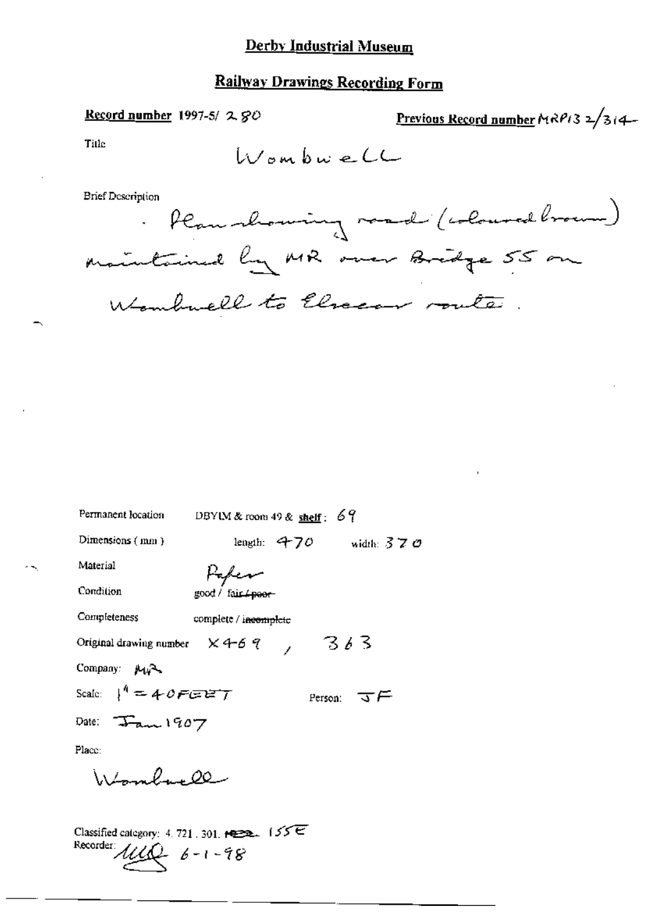# Derby Industrial Museum

## Railway Drawings Recording Form

**Record number** 1997-5/ 280

**Previous Record number** MRP132/314

Title

Wombwell

Brief Description

Plan showing road (coloured brown) maintained by MR over Bridge 55 on Wombwell to Elsecar route.

Permanent location DBYIM & room 49 & **shelf**: 69

Dimensions (mm) length: 470 width: 370

Material Paper

Condition good / fair / ~~poor~~

Completeness complete / ~~incomplete~~

Original drawing number X469 , 363

Company: MR

Scale: 1" = 40 FEET Person: JF

Date: Jan 1907

Place:

Wombwell

Classified category: 4. 721. 301. ~~HD2~~ 155E

Recorder: MLD 6-1-98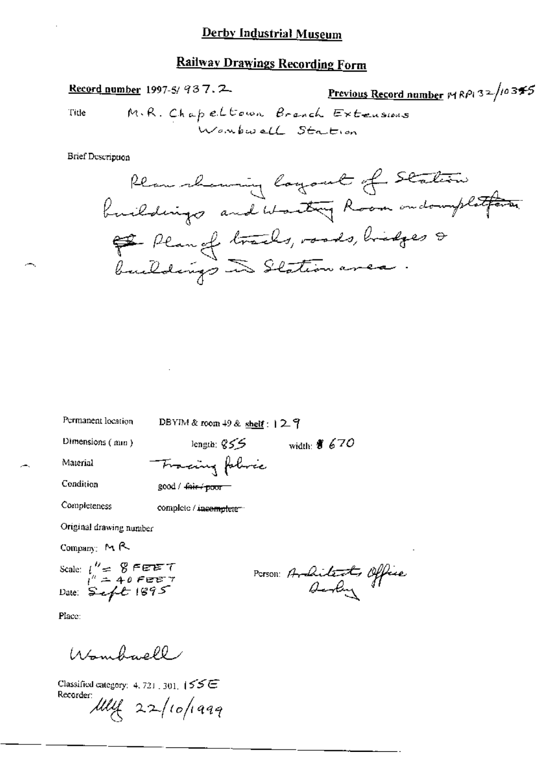# Derby Industrial Museum

## Railway Drawings Recording Form

**Record number** 1997-5/ 937.2

**Previous Record number** MRP132/10355

Title M.R. Chapeltown Branch Extensions
Wombwell Station

Brief Description

Plan showing layout of Station buildings and Waiting Room on down platform ~~&~~ Plan of tracks, roads, bridges & buildings in Station area.

Permanent location DBYIM & room 49 & **shelf**: 129

Dimensions (mm) length: 855 width: 670

Material Tracing fabric

Condition good / ~~fair / poor~~

Completeness complete / ~~incomplete~~

Original drawing number

Company: MR

Scale: 1" = 8 FEET
1" = 40 FEET

Date: Sept 1895

Person: Architects Office Derby

Place:

Wombwell

Classified category: 4.721.301. 155E

Recorder: MMG 22/10/1999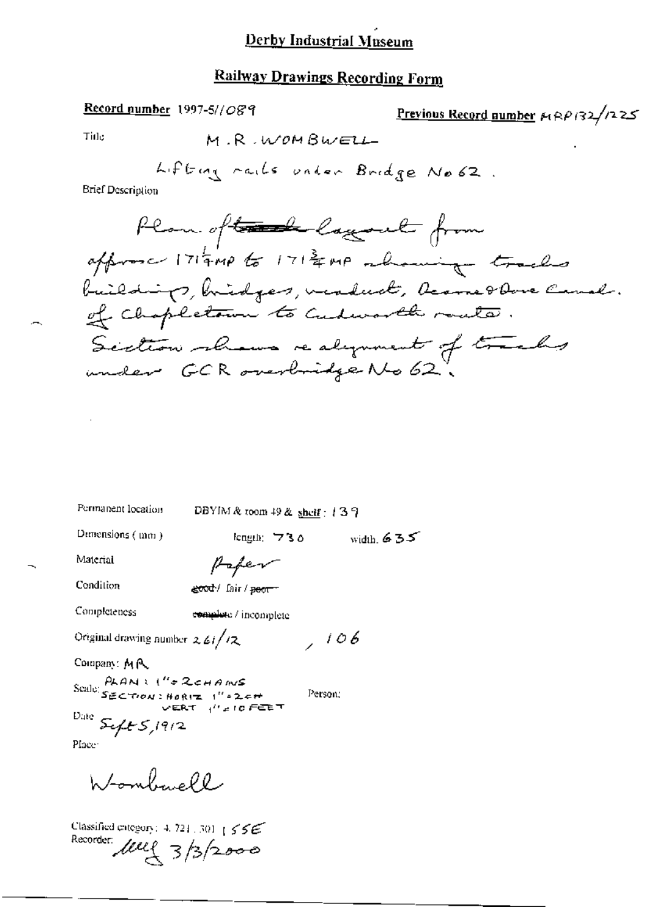# Derby Industrial Museum

## Railway Drawings Recording Form

**Record number** 1997-5//089

**Previous Record number** MRP132/1225

Title

M.R. WOMBWELL

Lifting rails under Bridge No 62.

Brief Description

Plan of ~~track~~ layout from approx 171¼MP to 171¾MP showing tracks buildings, bridges, viaduct, Dearne & Dove Canal. of Chapeltown to Cudworth route. Section shows re alignment of tracks under GCR overbridge No 62.

Permanent location DBYIM & room 49 & shelf : 139

Dimensions (mm) length: 730 width: 635

Material Paper

Condition good / fair / ~~poor~~

Completeness complete / incomplete

Original drawing number 261/12 , 106

Company: MR

Scale: PLAN : 1" = 2CHAINS
SECTION : HORIZ 1" = 2CH
VERT 1" = 10 FEET

Person:

Date Sept 5, 1912

Place:

Wombwell

Classified category: 4, 721, 301 | 55E

Recorder: [initials] 3/3/2000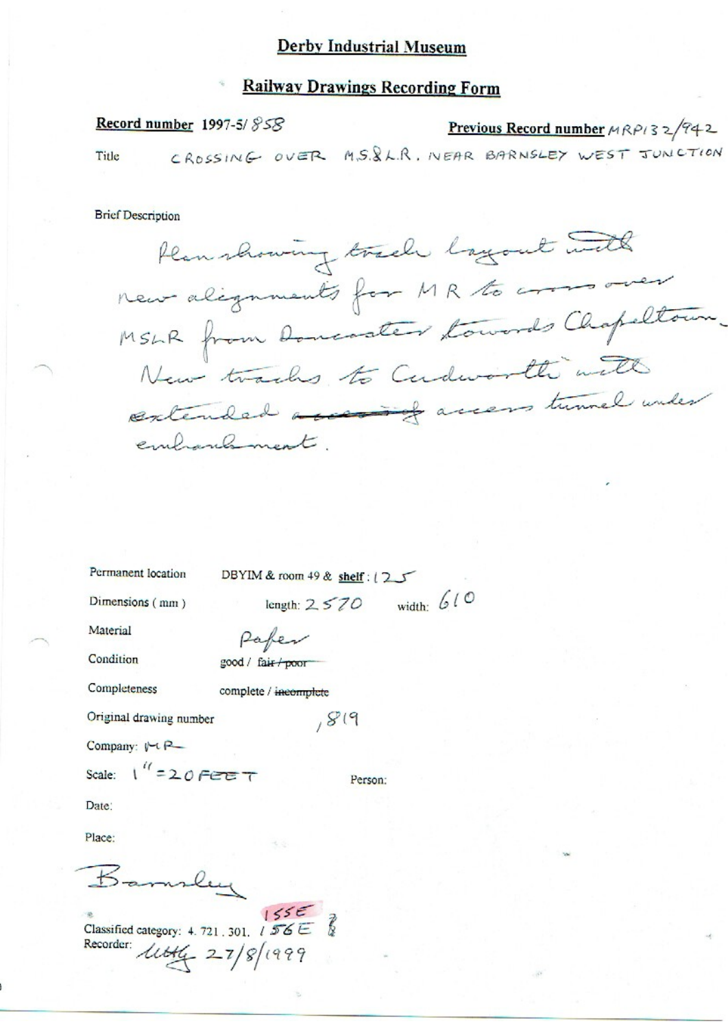# Derby Industrial Museum

## Railway Drawings Recording Form

**Record number** 1997-5/ 858 **Previous Record number** MRP132/942

Title CROSSING OVER M.S.&L.R. NEAR BARNSLEY WEST JUNCTION

Brief Description

Plan showing track layout with new alignments for MR to cross over MSLR from Doncaster towards Chapeltown. New tracks to Cudworth with extended ~~access~~ access tunnel under embankment.

Permanent location DBYIM & room 49 & **shelf**: 125

Dimensions (mm) length: 2570 width: 610

Material Paper

Condition good / ~~fair / poor~~

Completeness complete / ~~incomplete~~

Original drawing number ,819

Company: MR

Scale: 1" = 20 FEET Person:

Date:

Place:

Barnsley

Classified category: 4. 721. 301. ~~156E~~ 155E ?

Recorder: UHg 27/8/1999